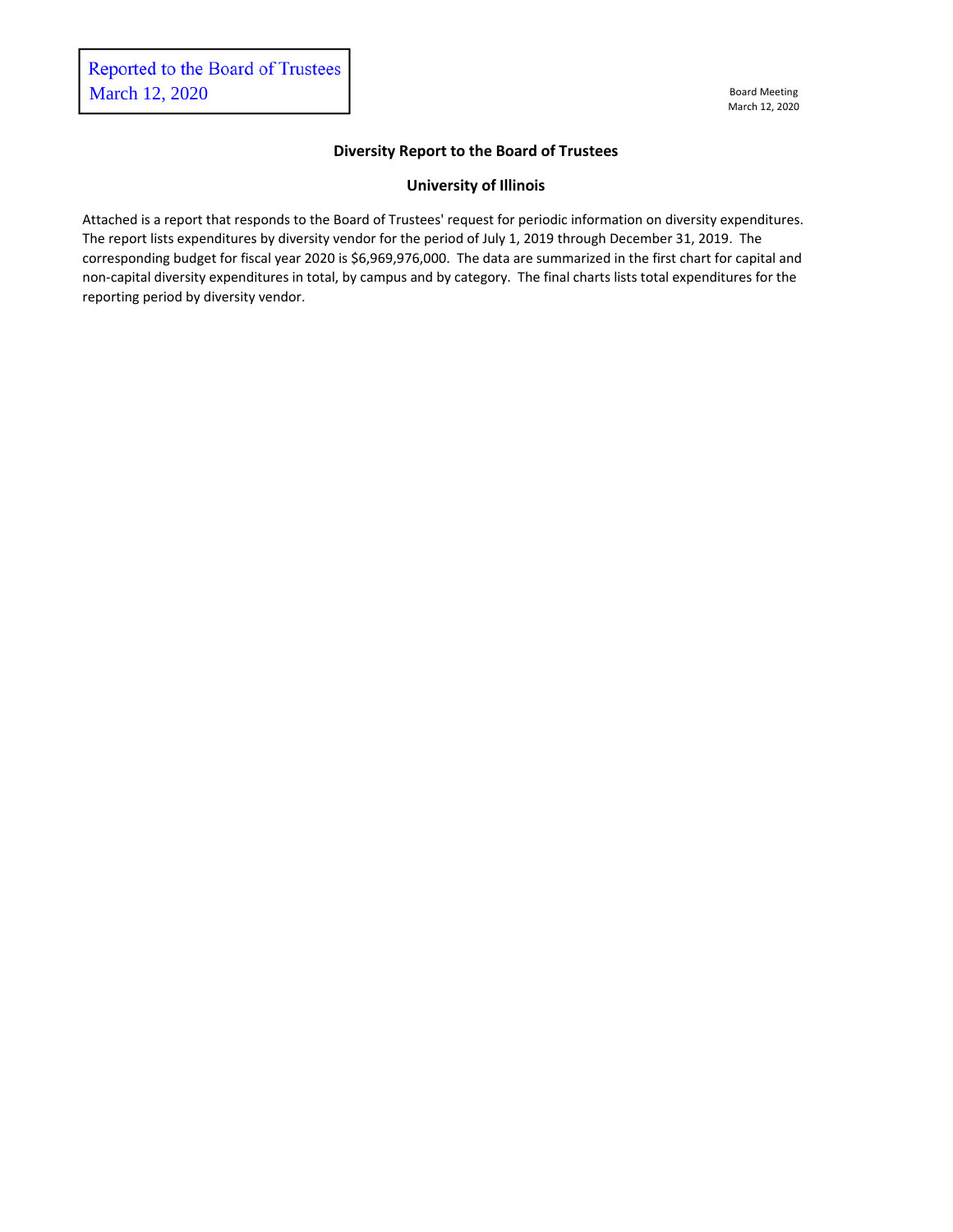Reported to the Board of Trustees
March 12, 2020

Board Meeting
March 12, 2020

## Diversity Report to the Board of Trustees

## University of Illinois

Attached is a report that responds to the Board of Trustees' request for periodic information on diversity expenditures. The report lists expenditures by diversity vendor for the period of July 1, 2019 through December 31, 2019. The corresponding budget for fiscal year 2020 is $6,969,976,000. The data are summarized in the first chart for capital and non-capital diversity expenditures in total, by campus and by category. The final charts lists total expenditures for the reporting period by diversity vendor.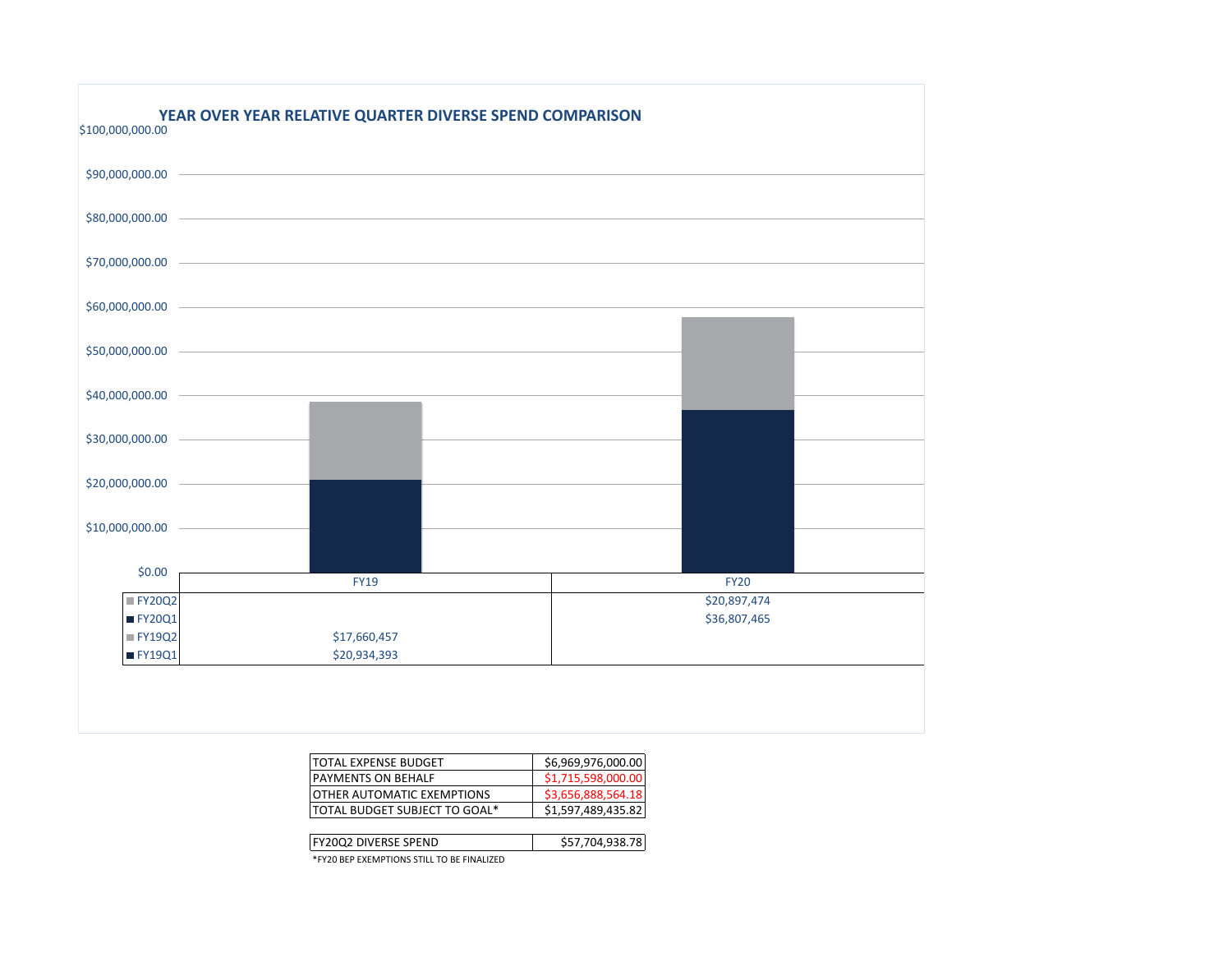## YEAR OVER YEAR RELATIVE QUARTER DIVERSE SPEND COMPARISON

| | FY19 | FY20 |
|---|---|---|
| FY20Q2 | | $20,897,474 |
| FY20Q1 | | $36,807,465 |
| FY19Q2 | $17,660,457 | |
| FY19Q1 | $20,934,393 | |

| | |
|---|---|
| TOTAL EXPENSE BUDGET | $6,969,976,000.00 |
| PAYMENTS ON BEHALF | $1,715,598,000.00 |
| OTHER AUTOMATIC EXEMPTIONS | $3,656,888,564.18 |
| TOTAL BUDGET SUBJECT TO GOAL* | $1,597,489,435.82 |

| | |
|---|---|
| FY20Q2 DIVERSE SPEND | $57,704,938.78 |

*FY20 BEP EXEMPTIONS STILL TO BE FINALIZED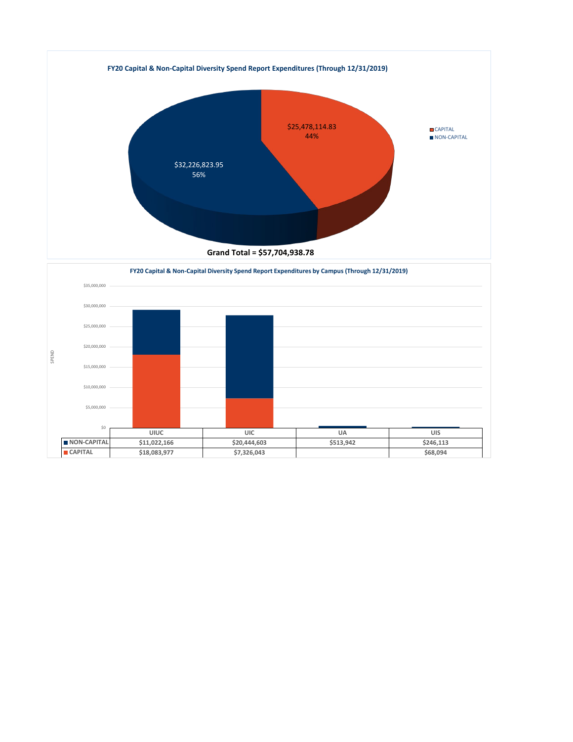## FY20 Capital & Non-Capital Diversity Spend Report Expenditures (Through 12/31/2019)

- CAPITAL: $25,478,114.83 (44%)
- NON-CAPITAL: $32,226,823.95 (56%)

**Grand Total = $57,704,938.78**

## FY20 Capital & Non-Capital Diversity Spend Report Expenditures by Campus (Through 12/31/2019)

| | UIUC | UIC | UA | UIS |
|---|---|---|---|---|
| NON-CAPITAL | $11,022,166 | $20,444,603 | $513,942 | $246,113 |
| CAPITAL | $18,083,977 | $7,326,043 | | $68,094 |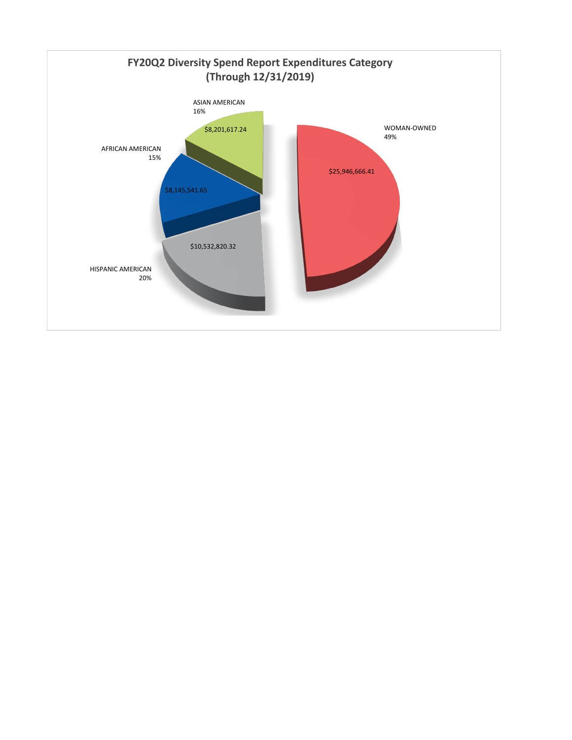## FY20Q2 Diversity Spend Report Expenditures Category (Through 12/31/2019)

| Category | Amount | Percentage |
|---|---|---|
| WOMAN-OWNED | $25,946,666.41 | 49% |
| HISPANIC AMERICAN | $10,532,820.32 | 20% |
| ASIAN AMERICAN | $8,201,617.24 | 16% |
| AFRICAN AMERICAN | $8,145,541.65 | 15% |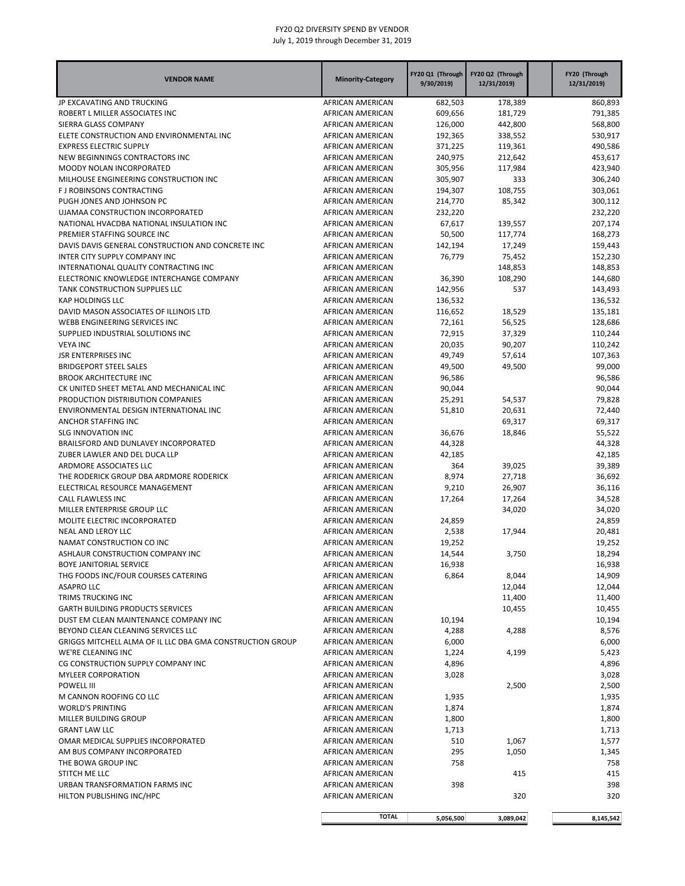FY20 Q2 DIVERSITY SPEND BY VENDOR

July 1, 2019 through December 31, 2019

| VENDOR NAME | Minority-Category | FY20 Q1 (Through 9/30/2019) | FY20 Q2 (Through 12/31/2019) | FY20 (Through 12/31/2019) |
|---|---|---|---|---|
| JP EXCAVATING AND TRUCKING | AFRICAN AMERICAN | 682,503 | 178,389 | 860,893 |
| ROBERT L MILLER ASSOCIATES INC | AFRICAN AMERICAN | 609,656 | 181,729 | 791,385 |
| SIERRA GLASS COMPANY | AFRICAN AMERICAN | 126,000 | 442,800 | 568,800 |
| ELETE CONSTRUCTION AND ENVIRONMENTAL INC | AFRICAN AMERICAN | 192,365 | 338,552 | 530,917 |
| EXPRESS ELECTRIC SUPPLY | AFRICAN AMERICAN | 371,225 | 119,361 | 490,586 |
| NEW BEGINNINGS CONTRACTORS INC | AFRICAN AMERICAN | 240,975 | 212,642 | 453,617 |
| MOODY NOLAN INCORPORATED | AFRICAN AMERICAN | 305,956 | 117,984 | 423,940 |
| MILHOUSE ENGINEERING CONSTRUCTION INC | AFRICAN AMERICAN | 305,907 | 333 | 306,240 |
| F J ROBINSONS CONTRACTING | AFRICAN AMERICAN | 194,307 | 108,755 | 303,061 |
| PUGH JONES AND JOHNSON PC | AFRICAN AMERICAN | 214,770 | 85,342 | 300,112 |
| UJAMAA CONSTRUCTION INCORPORATED | AFRICAN AMERICAN | 232,220 | | 232,220 |
| NATIONAL HVACDBA NATIONAL INSULATION INC | AFRICAN AMERICAN | 67,617 | 139,557 | 207,174 |
| PREMIER STAFFING SOURCE INC | AFRICAN AMERICAN | 50,500 | 117,774 | 168,273 |
| DAVIS DAVIS GENERAL CONSTRUCTION AND CONCRETE INC | AFRICAN AMERICAN | 142,194 | 17,249 | 159,443 |
| INTER CITY SUPPLY COMPANY INC | AFRICAN AMERICAN | 76,779 | 75,452 | 152,230 |
| INTERNATIONAL QUALITY CONTRACTING INC | AFRICAN AMERICAN | | 148,853 | 148,853 |
| ELECTRONIC KNOWLEDGE INTERCHANGE COMPANY | AFRICAN AMERICAN | 36,390 | 108,290 | 144,680 |
| TANK CONSTRUCTION SUPPLIES LLC | AFRICAN AMERICAN | 142,956 | 537 | 143,493 |
| KAP HOLDINGS LLC | AFRICAN AMERICAN | 136,532 | | 136,532 |
| DAVID MASON ASSOCIATES OF ILLINOIS LTD | AFRICAN AMERICAN | 116,652 | 18,529 | 135,181 |
| WEBB ENGINEERING SERVICES INC | AFRICAN AMERICAN | 72,161 | 56,525 | 128,686 |
| SUPPLIED INDUSTRIAL SOLUTIONS INC | AFRICAN AMERICAN | 72,915 | 37,329 | 110,244 |
| VEYA INC | AFRICAN AMERICAN | 20,035 | 90,207 | 110,242 |
| JSR ENTERPRISES INC | AFRICAN AMERICAN | 49,749 | 57,614 | 107,363 |
| BRIDGEPORT STEEL SALES | AFRICAN AMERICAN | 49,500 | 49,500 | 99,000 |
| BROOK ARCHITECTURE INC | AFRICAN AMERICAN | 96,586 | | 96,586 |
| CK UNITED SHEET METAL AND MECHANICAL INC | AFRICAN AMERICAN | 90,044 | | 90,044 |
| PRODUCTION DISTRIBUTION COMPANIES | AFRICAN AMERICAN | 25,291 | 54,537 | 79,828 |
| ENVIRONMENTAL DESIGN INTERNATIONAL INC | AFRICAN AMERICAN | 51,810 | 20,631 | 72,440 |
| ANCHOR STAFFING INC | AFRICAN AMERICAN | | 69,317 | 69,317 |
| SLG INNOVATION INC | AFRICAN AMERICAN | 36,676 | 18,846 | 55,522 |
| BRAILSFORD AND DUNLAVEY INCORPORATED | AFRICAN AMERICAN | 44,328 | | 44,328 |
| ZUBER LAWLER AND DEL DUCA LLP | AFRICAN AMERICAN | 42,185 | | 42,185 |
| ARDMORE ASSOCIATES LLC | AFRICAN AMERICAN | 364 | 39,025 | 39,389 |
| THE RODERICK GROUP DBA ARDMORE RODERICK | AFRICAN AMERICAN | 8,974 | 27,718 | 36,692 |
| ELECTRICAL RESOURCE MANAGEMENT | AFRICAN AMERICAN | 9,210 | 26,907 | 36,116 |
| CALL FLAWLESS INC | AFRICAN AMERICAN | 17,264 | 17,264 | 34,528 |
| MILLER ENTERPRISE GROUP LLC | AFRICAN AMERICAN | | 34,020 | 34,020 |
| MOLITE ELECTRIC INCORPORATED | AFRICAN AMERICAN | 24,859 | | 24,859 |
| NEAL AND LEROY LLC | AFRICAN AMERICAN | 2,538 | 17,944 | 20,481 |
| NAMAT CONSTRUCTION CO INC | AFRICAN AMERICAN | 19,252 | | 19,252 |
| ASHLAUR CONSTRUCTION COMPANY INC | AFRICAN AMERICAN | 14,544 | 3,750 | 18,294 |
| BOYE JANITORIAL SERVICE | AFRICAN AMERICAN | 16,938 | | 16,938 |
| THG FOODS INC/FOUR COURSES CATERING | AFRICAN AMERICAN | 6,864 | 8,044 | 14,909 |
| ASAPRO LLC | AFRICAN AMERICAN | | 12,044 | 12,044 |
| TRIMS TRUCKING INC | AFRICAN AMERICAN | | 11,400 | 11,400 |
| GARTH BUILDING PRODUCTS SERVICES | AFRICAN AMERICAN | | 10,455 | 10,455 |
| DUST EM CLEAN MAINTENANCE COMPANY INC | AFRICAN AMERICAN | 10,194 | | 10,194 |
| BEYOND CLEAN CLEANING SERVICES LLC | AFRICAN AMERICAN | 4,288 | 4,288 | 8,576 |
| GRIGGS MITCHELL ALMA OF IL LLC DBA GMA CONSTRUCTION GROUP | AFRICAN AMERICAN | 6,000 | | 6,000 |
| WE'RE CLEANING INC | AFRICAN AMERICAN | 1,224 | 4,199 | 5,423 |
| CG CONSTRUCTION SUPPLY COMPANY INC | AFRICAN AMERICAN | 4,896 | | 4,896 |
| MYLEER CORPORATION | AFRICAN AMERICAN | 3,028 | | 3,028 |
| POWELL III | AFRICAN AMERICAN | | 2,500 | 2,500 |
| M CANNON ROOFING CO LLC | AFRICAN AMERICAN | 1,935 | | 1,935 |
| WORLD'S PRINTING | AFRICAN AMERICAN | 1,874 | | 1,874 |
| MILLER BUILDING GROUP | AFRICAN AMERICAN | 1,800 | | 1,800 |
| GRANT LAW LLC | AFRICAN AMERICAN | 1,713 | | 1,713 |
| OMAR MEDICAL SUPPLIES INCORPORATED | AFRICAN AMERICAN | 510 | 1,067 | 1,577 |
| AM BUS COMPANY INCORPORATED | AFRICAN AMERICAN | 295 | 1,050 | 1,345 |
| THE BOWA GROUP INC | AFRICAN AMERICAN | 758 | | 758 |
| STITCH ME LLC | AFRICAN AMERICAN | | 415 | 415 |
| URBAN TRANSFORMATION FARMS INC | AFRICAN AMERICAN | 398 | | 398 |
| HILTON PUBLISHING INC/HPC | AFRICAN AMERICAN | | 320 | 320 |
| | **TOTAL** | **5,056,500** | **3,089,042** | **8,145,542** |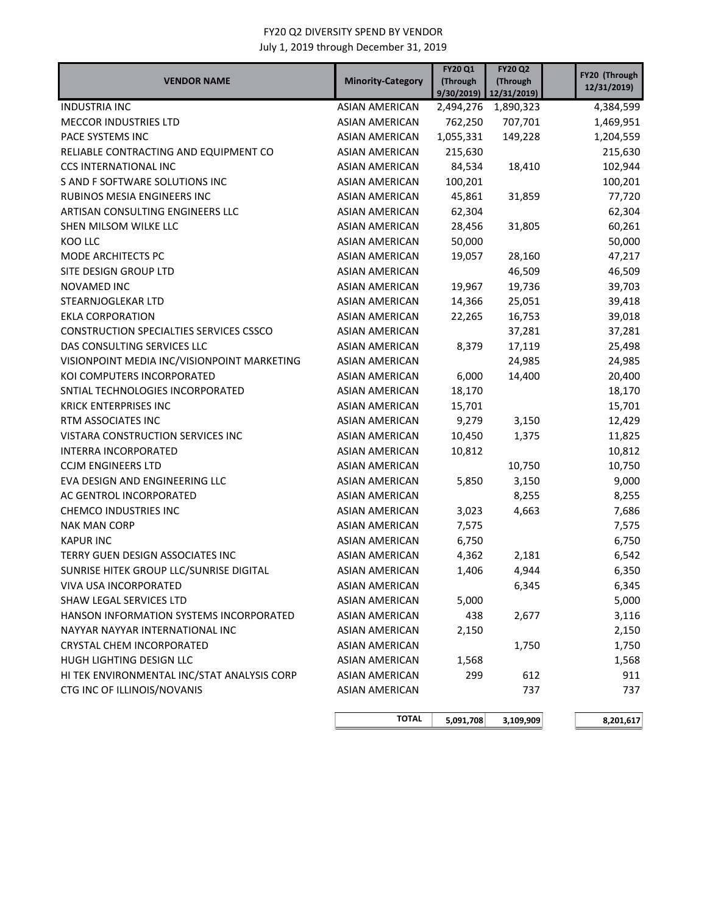# FY20 Q2 DIVERSITY SPEND BY VENDOR

July 1, 2019 through December 31, 2019

| VENDOR NAME | Minority-Category | FY20 Q1 (Through 9/30/2019) | FY20 Q2 (Through 12/31/2019) | FY20 (Through 12/31/2019) |
|---|---|---|---|---|
| INDUSTRIA INC | ASIAN AMERICAN | 2,494,276 | 1,890,323 | 4,384,599 |
| MECCOR INDUSTRIES LTD | ASIAN AMERICAN | 762,250 | 707,701 | 1,469,951 |
| PACE SYSTEMS INC | ASIAN AMERICAN | 1,055,331 | 149,228 | 1,204,559 |
| RELIABLE CONTRACTING AND EQUIPMENT CO | ASIAN AMERICAN | 215,630 | | 215,630 |
| CCS INTERNATIONAL INC | ASIAN AMERICAN | 84,534 | 18,410 | 102,944 |
| S AND F SOFTWARE SOLUTIONS INC | ASIAN AMERICAN | 100,201 | | 100,201 |
| RUBINOS MESIA ENGINEERS INC | ASIAN AMERICAN | 45,861 | 31,859 | 77,720 |
| ARTISAN CONSULTING ENGINEERS LLC | ASIAN AMERICAN | 62,304 | | 62,304 |
| SHEN MILSOM WILKE LLC | ASIAN AMERICAN | 28,456 | 31,805 | 60,261 |
| KOO LLC | ASIAN AMERICAN | 50,000 | | 50,000 |
| MODE ARCHITECTS PC | ASIAN AMERICAN | 19,057 | 28,160 | 47,217 |
| SITE DESIGN GROUP LTD | ASIAN AMERICAN | | 46,509 | 46,509 |
| NOVAMED INC | ASIAN AMERICAN | 19,967 | 19,736 | 39,703 |
| STEARNJOGLEKAR LTD | ASIAN AMERICAN | 14,366 | 25,051 | 39,418 |
| EKLA CORPORATION | ASIAN AMERICAN | 22,265 | 16,753 | 39,018 |
| CONSTRUCTION SPECIALTIES SERVICES CSSCO | ASIAN AMERICAN | | 37,281 | 37,281 |
| DAS CONSULTING SERVICES LLC | ASIAN AMERICAN | 8,379 | 17,119 | 25,498 |
| VISIONPOINT MEDIA INC/VISIONPOINT MARKETING | ASIAN AMERICAN | | 24,985 | 24,985 |
| KOI COMPUTERS INCORPORATED | ASIAN AMERICAN | 6,000 | 14,400 | 20,400 |
| SNTIAL TECHNOLOGIES INCORPORATED | ASIAN AMERICAN | 18,170 | | 18,170 |
| KRICK ENTERPRISES INC | ASIAN AMERICAN | 15,701 | | 15,701 |
| RTM ASSOCIATES INC | ASIAN AMERICAN | 9,279 | 3,150 | 12,429 |
| VISTARA CONSTRUCTION SERVICES INC | ASIAN AMERICAN | 10,450 | 1,375 | 11,825 |
| INTERRA INCORPORATED | ASIAN AMERICAN | 10,812 | | 10,812 |
| CCJM ENGINEERS LTD | ASIAN AMERICAN | | 10,750 | 10,750 |
| EVA DESIGN AND ENGINEERING LLC | ASIAN AMERICAN | 5,850 | 3,150 | 9,000 |
| AC GENTROL INCORPORATED | ASIAN AMERICAN | | 8,255 | 8,255 |
| CHEMCO INDUSTRIES INC | ASIAN AMERICAN | 3,023 | 4,663 | 7,686 |
| NAK MAN CORP | ASIAN AMERICAN | 7,575 | | 7,575 |
| KAPUR INC | ASIAN AMERICAN | 6,750 | | 6,750 |
| TERRY GUEN DESIGN ASSOCIATES INC | ASIAN AMERICAN | 4,362 | 2,181 | 6,542 |
| SUNRISE HITEK GROUP LLC/SUNRISE DIGITAL | ASIAN AMERICAN | 1,406 | 4,944 | 6,350 |
| VIVA USA INCORPORATED | ASIAN AMERICAN | | 6,345 | 6,345 |
| SHAW LEGAL SERVICES LTD | ASIAN AMERICAN | 5,000 | | 5,000 |
| HANSON INFORMATION SYSTEMS INCORPORATED | ASIAN AMERICAN | 438 | 2,677 | 3,116 |
| NAYYAR NAYYAR INTERNATIONAL INC | ASIAN AMERICAN | 2,150 | | 2,150 |
| CRYSTAL CHEM INCORPORATED | ASIAN AMERICAN | | 1,750 | 1,750 |
| HUGH LIGHTING DESIGN LLC | ASIAN AMERICAN | 1,568 | | 1,568 |
| HI TEK ENVIRONMENTAL INC/STAT ANALYSIS CORP | ASIAN AMERICAN | 299 | 612 | 911 |
| CTG INC OF ILLINOIS/NOVANIS | ASIAN AMERICAN | | 737 | 737 |
| | **TOTAL** | **5,091,708** | **3,109,909** | **8,201,617** |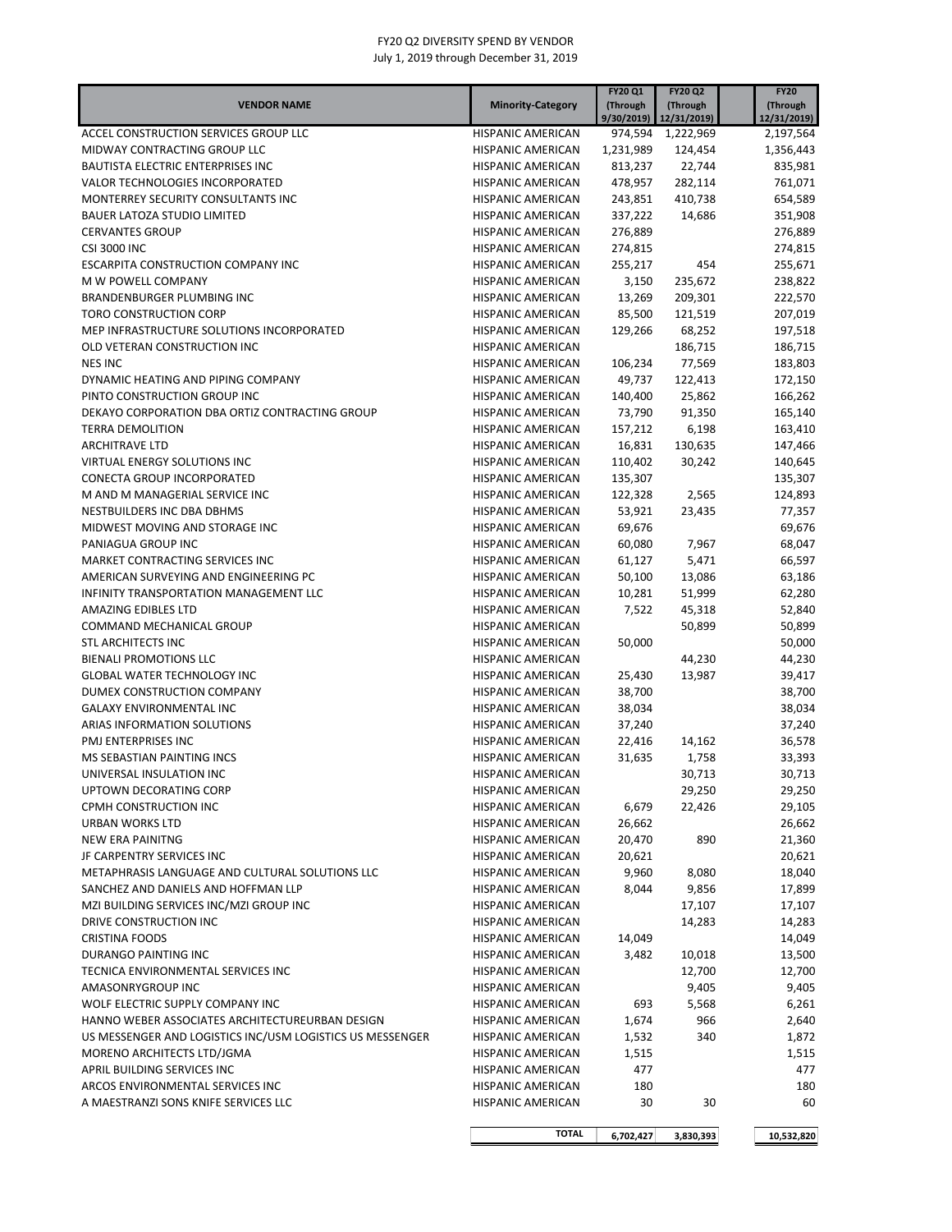# FY20 Q2 DIVERSITY SPEND BY VENDOR

July 1, 2019 through December 31, 2019

| VENDOR NAME | Minority-Category | FY20 Q1 (Through 9/30/2019) | FY20 Q2 (Through 12/31/2019) | FY20 (Through 12/31/2019) |
|---|---|---|---|---|
| ACCEL CONSTRUCTION SERVICES GROUP LLC | HISPANIC AMERICAN | 974,594 | 1,222,969 | 2,197,564 |
| MIDWAY CONTRACTING GROUP LLC | HISPANIC AMERICAN | 1,231,989 | 124,454 | 1,356,443 |
| BAUTISTA ELECTRIC ENTERPRISES INC | HISPANIC AMERICAN | 813,237 | 22,744 | 835,981 |
| VALOR TECHNOLOGIES INCORPORATED | HISPANIC AMERICAN | 478,957 | 282,114 | 761,071 |
| MONTERREY SECURITY CONSULTANTS INC | HISPANIC AMERICAN | 243,851 | 410,738 | 654,589 |
| BAUER LATOZA STUDIO LIMITED | HISPANIC AMERICAN | 337,222 | 14,686 | 351,908 |
| CERVANTES GROUP | HISPANIC AMERICAN | 276,889 | | 276,889 |
| CSI 3000 INC | HISPANIC AMERICAN | 274,815 | | 274,815 |
| ESCARPITA CONSTRUCTION COMPANY INC | HISPANIC AMERICAN | 255,217 | 454 | 255,671 |
| M W POWELL COMPANY | HISPANIC AMERICAN | 3,150 | 235,672 | 238,822 |
| BRANDENBURGER PLUMBING INC | HISPANIC AMERICAN | 13,269 | 209,301 | 222,570 |
| TORO CONSTRUCTION CORP | HISPANIC AMERICAN | 85,500 | 121,519 | 207,019 |
| MEP INFRASTRUCTURE SOLUTIONS INCORPORATED | HISPANIC AMERICAN | 129,266 | 68,252 | 197,518 |
| OLD VETERAN CONSTRUCTION INC | HISPANIC AMERICAN | | 186,715 | 186,715 |
| NES INC | HISPANIC AMERICAN | 106,234 | 77,569 | 183,803 |
| DYNAMIC HEATING AND PIPING COMPANY | HISPANIC AMERICAN | 49,737 | 122,413 | 172,150 |
| PINTO CONSTRUCTION GROUP INC | HISPANIC AMERICAN | 140,400 | 25,862 | 166,262 |
| DEKAYO CORPORATION DBA ORTIZ CONTRACTING GROUP | HISPANIC AMERICAN | 73,790 | 91,350 | 165,140 |
| TERRA DEMOLITION | HISPANIC AMERICAN | 157,212 | 6,198 | 163,410 |
| ARCHITRAVE LTD | HISPANIC AMERICAN | 16,831 | 130,635 | 147,466 |
| VIRTUAL ENERGY SOLUTIONS INC | HISPANIC AMERICAN | 110,402 | 30,242 | 140,645 |
| CONECTA GROUP INCORPORATED | HISPANIC AMERICAN | 135,307 | | 135,307 |
| M AND M MANAGERIAL SERVICE INC | HISPANIC AMERICAN | 122,328 | 2,565 | 124,893 |
| NESTBUILDERS INC DBA DBHMS | HISPANIC AMERICAN | 53,921 | 23,435 | 77,357 |
| MIDWEST MOVING AND STORAGE INC | HISPANIC AMERICAN | 69,676 | | 69,676 |
| PANIAGUA GROUP INC | HISPANIC AMERICAN | 60,080 | 7,967 | 68,047 |
| MARKET CONTRACTING SERVICES INC | HISPANIC AMERICAN | 61,127 | 5,471 | 66,597 |
| AMERICAN SURVEYING AND ENGINEERING PC | HISPANIC AMERICAN | 50,100 | 13,086 | 63,186 |
| INFINITY TRANSPORTATION MANAGEMENT LLC | HISPANIC AMERICAN | 10,281 | 51,999 | 62,280 |
| AMAZING EDIBLES LTD | HISPANIC AMERICAN | 7,522 | 45,318 | 52,840 |
| COMMAND MECHANICAL GROUP | HISPANIC AMERICAN | | 50,899 | 50,899 |
| STL ARCHITECTS INC | HISPANIC AMERICAN | 50,000 | | 50,000 |
| BIENALI PROMOTIONS LLC | HISPANIC AMERICAN | | 44,230 | 44,230 |
| GLOBAL WATER TECHNOLOGY INC | HISPANIC AMERICAN | 25,430 | 13,987 | 39,417 |
| DUMEX CONSTRUCTION COMPANY | HISPANIC AMERICAN | 38,700 | | 38,700 |
| GALAXY ENVIRONMENTAL INC | HISPANIC AMERICAN | 38,034 | | 38,034 |
| ARIAS INFORMATION SOLUTIONS | HISPANIC AMERICAN | 37,240 | | 37,240 |
| PMJ ENTERPRISES INC | HISPANIC AMERICAN | 22,416 | 14,162 | 36,578 |
| MS SEBASTIAN PAINTING INCS | HISPANIC AMERICAN | 31,635 | 1,758 | 33,393 |
| UNIVERSAL INSULATION INC | HISPANIC AMERICAN | | 30,713 | 30,713 |
| UPTOWN DECORATING CORP | HISPANIC AMERICAN | | 29,250 | 29,250 |
| CPMH CONSTRUCTION INC | HISPANIC AMERICAN | 6,679 | 22,426 | 29,105 |
| URBAN WORKS LTD | HISPANIC AMERICAN | 26,662 | | 26,662 |
| NEW ERA PAINITNG | HISPANIC AMERICAN | 20,470 | 890 | 21,360 |
| JF CARPENTRY SERVICES INC | HISPANIC AMERICAN | 20,621 | | 20,621 |
| METAPHRASIS LANGUAGE AND CULTURAL SOLUTIONS LLC | HISPANIC AMERICAN | 9,960 | 8,080 | 18,040 |
| SANCHEZ AND DANIELS AND HOFFMAN LLP | HISPANIC AMERICAN | 8,044 | 9,856 | 17,899 |
| MZI BUILDING SERVICES INC/MZI GROUP INC | HISPANIC AMERICAN | | 17,107 | 17,107 |
| DRIVE CONSTRUCTION INC | HISPANIC AMERICAN | | 14,283 | 14,283 |
| CRISTINA FOODS | HISPANIC AMERICAN | 14,049 | | 14,049 |
| DURANGO PAINTING INC | HISPANIC AMERICAN | 3,482 | 10,018 | 13,500 |
| TECNICA ENVIRONMENTAL SERVICES INC | HISPANIC AMERICAN | | 12,700 | 12,700 |
| AMASONRYGROUP INC | HISPANIC AMERICAN | | 9,405 | 9,405 |
| WOLF ELECTRIC SUPPLY COMPANY INC | HISPANIC AMERICAN | 693 | 5,568 | 6,261 |
| HANNO WEBER ASSOCIATES ARCHITECTUREURBAN DESIGN | HISPANIC AMERICAN | 1,674 | 966 | 2,640 |
| US MESSENGER AND LOGISTICS INC/USM LOGISTICS US MESSENGER | HISPANIC AMERICAN | 1,532 | 340 | 1,872 |
| MORENO ARCHITECTS LTD/JGMA | HISPANIC AMERICAN | 1,515 | | 1,515 |
| APRIL BUILDING SERVICES INC | HISPANIC AMERICAN | 477 | | 477 |
| ARCOS ENVIRONMENTAL SERVICES INC | HISPANIC AMERICAN | 180 | | 180 |
| A MAESTRANZI SONS KNIFE SERVICES LLC | HISPANIC AMERICAN | 30 | 30 | 60 |
| | TOTAL | 6,702,427 | 3,830,393 | 10,532,820 |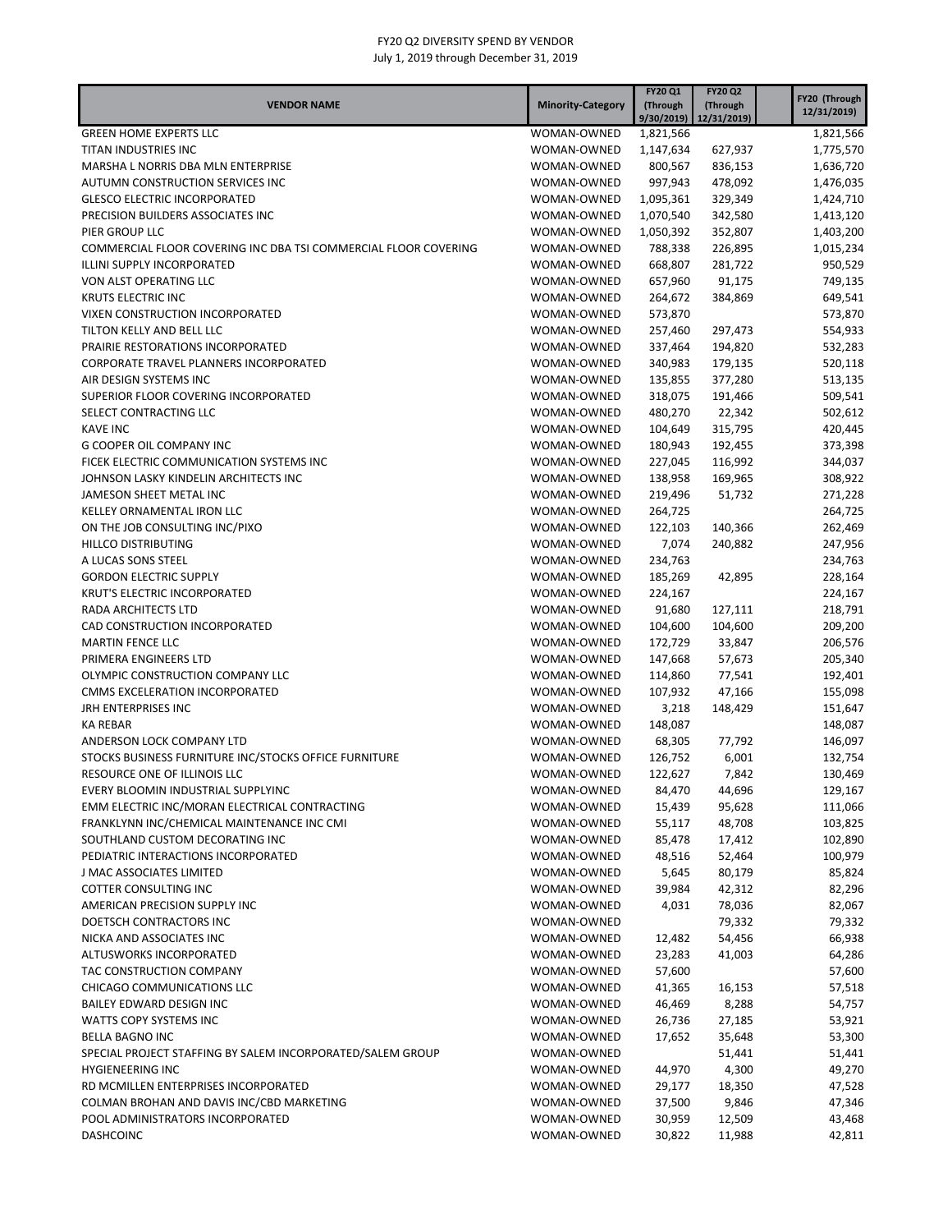FY20 Q2 DIVERSITY SPEND BY VENDOR
July 1, 2019 through December 31, 2019

| VENDOR NAME | Minority-Category | FY20 Q1 (Through 9/30/2019) | FY20 Q2 (Through 12/31/2019) | FY20 (Through 12/31/2019) |
|---|---|---|---|---|
| GREEN HOME EXPERTS LLC | WOMAN-OWNED | 1,821,566 | | 1,821,566 |
| TITAN INDUSTRIES INC | WOMAN-OWNED | 1,147,634 | 627,937 | 1,775,570 |
| MARSHA L NORRIS DBA MLN ENTERPRISE | WOMAN-OWNED | 800,567 | 836,153 | 1,636,720 |
| AUTUMN CONSTRUCTION SERVICES INC | WOMAN-OWNED | 997,943 | 478,092 | 1,476,035 |
| GLESCO ELECTRIC INCORPORATED | WOMAN-OWNED | 1,095,361 | 329,349 | 1,424,710 |
| PRECISION BUILDERS ASSOCIATES INC | WOMAN-OWNED | 1,070,540 | 342,580 | 1,413,120 |
| PIER GROUP LLC | WOMAN-OWNED | 1,050,392 | 352,807 | 1,403,200 |
| COMMERCIAL FLOOR COVERING INC DBA TSI COMMERCIAL FLOOR COVERING | WOMAN-OWNED | 788,338 | 226,895 | 1,015,234 |
| ILLINI SUPPLY INCORPORATED | WOMAN-OWNED | 668,807 | 281,722 | 950,529 |
| VON ALST OPERATING LLC | WOMAN-OWNED | 657,960 | 91,175 | 749,135 |
| KRUTS ELECTRIC INC | WOMAN-OWNED | 264,672 | 384,869 | 649,541 |
| VIXEN CONSTRUCTION INCORPORATED | WOMAN-OWNED | 573,870 | | 573,870 |
| TILTON KELLY AND BELL LLC | WOMAN-OWNED | 257,460 | 297,473 | 554,933 |
| PRAIRIE RESTORATIONS INCORPORATED | WOMAN-OWNED | 337,464 | 194,820 | 532,283 |
| CORPORATE TRAVEL PLANNERS INCORPORATED | WOMAN-OWNED | 340,983 | 179,135 | 520,118 |
| AIR DESIGN SYSTEMS INC | WOMAN-OWNED | 135,855 | 377,280 | 513,135 |
| SUPERIOR FLOOR COVERING INCORPORATED | WOMAN-OWNED | 318,075 | 191,466 | 509,541 |
| SELECT CONTRACTING LLC | WOMAN-OWNED | 480,270 | 22,342 | 502,612 |
| KAVE INC | WOMAN-OWNED | 104,649 | 315,795 | 420,445 |
| G COOPER OIL COMPANY INC | WOMAN-OWNED | 180,943 | 192,455 | 373,398 |
| FICEK ELECTRIC COMMUNICATION SYSTEMS INC | WOMAN-OWNED | 227,045 | 116,992 | 344,037 |
| JOHNSON LASKY KINDELIN ARCHITECTS INC | WOMAN-OWNED | 138,958 | 169,965 | 308,922 |
| JAMESON SHEET METAL INC | WOMAN-OWNED | 219,496 | 51,732 | 271,228 |
| KELLEY ORNAMENTAL IRON LLC | WOMAN-OWNED | 264,725 | | 264,725 |
| ON THE JOB CONSULTING INC/PIXO | WOMAN-OWNED | 122,103 | 140,366 | 262,469 |
| HILLCO DISTRIBUTING | WOMAN-OWNED | 7,074 | 240,882 | 247,956 |
| A LUCAS SONS STEEL | WOMAN-OWNED | 234,763 | | 234,763 |
| GORDON ELECTRIC SUPPLY | WOMAN-OWNED | 185,269 | 42,895 | 228,164 |
| KRUT'S ELECTRIC INCORPORATED | WOMAN-OWNED | 224,167 | | 224,167 |
| RADA ARCHITECTS LTD | WOMAN-OWNED | 91,680 | 127,111 | 218,791 |
| CAD CONSTRUCTION INCORPORATED | WOMAN-OWNED | 104,600 | 104,600 | 209,200 |
| MARTIN FENCE LLC | WOMAN-OWNED | 172,729 | 33,847 | 206,576 |
| PRIMERA ENGINEERS LTD | WOMAN-OWNED | 147,668 | 57,673 | 205,340 |
| OLYMPIC CONSTRUCTION COMPANY LLC | WOMAN-OWNED | 114,860 | 77,541 | 192,401 |
| CMMS EXCELERATION INCORPORATED | WOMAN-OWNED | 107,932 | 47,166 | 155,098 |
| JRH ENTERPRISES INC | WOMAN-OWNED | 3,218 | 148,429 | 151,647 |
| KA REBAR | WOMAN-OWNED | 148,087 | | 148,087 |
| ANDERSON LOCK COMPANY LTD | WOMAN-OWNED | 68,305 | 77,792 | 146,097 |
| STOCKS BUSINESS FURNITURE INC/STOCKS OFFICE FURNITURE | WOMAN-OWNED | 126,752 | 6,001 | 132,754 |
| RESOURCE ONE OF ILLINOIS LLC | WOMAN-OWNED | 122,627 | 7,842 | 130,469 |
| EVERY BLOOMIN INDUSTRIAL SUPPLYINC | WOMAN-OWNED | 84,470 | 44,696 | 129,167 |
| EMM ELECTRIC INC/MORAN ELECTRICAL CONTRACTING | WOMAN-OWNED | 15,439 | 95,628 | 111,066 |
| FRANKLYNN INC/CHEMICAL MAINTENANCE INC CMI | WOMAN-OWNED | 55,117 | 48,708 | 103,825 |
| SOUTHLAND CUSTOM DECORATING INC | WOMAN-OWNED | 85,478 | 17,412 | 102,890 |
| PEDIATRIC INTERACTIONS INCORPORATED | WOMAN-OWNED | 48,516 | 52,464 | 100,979 |
| J MAC ASSOCIATES LIMITED | WOMAN-OWNED | 5,645 | 80,179 | 85,824 |
| COTTER CONSULTING INC | WOMAN-OWNED | 39,984 | 42,312 | 82,296 |
| AMERICAN PRECISION SUPPLY INC | WOMAN-OWNED | 4,031 | 78,036 | 82,067 |
| DOETSCH CONTRACTORS INC | WOMAN-OWNED | | 79,332 | 79,332 |
| NICKA AND ASSOCIATES INC | WOMAN-OWNED | 12,482 | 54,456 | 66,938 |
| ALTUSWORKS INCORPORATED | WOMAN-OWNED | 23,283 | 41,003 | 64,286 |
| TAC CONSTRUCTION COMPANY | WOMAN-OWNED | 57,600 | | 57,600 |
| CHICAGO COMMUNICATIONS LLC | WOMAN-OWNED | 41,365 | 16,153 | 57,518 |
| BAILEY EDWARD DESIGN INC | WOMAN-OWNED | 46,469 | 8,288 | 54,757 |
| WATTS COPY SYSTEMS INC | WOMAN-OWNED | 26,736 | 27,185 | 53,921 |
| BELLA BAGNO INC | WOMAN-OWNED | 17,652 | 35,648 | 53,300 |
| SPECIAL PROJECT STAFFING BY SALEM INCORPORATED/SALEM GROUP | WOMAN-OWNED | | 51,441 | 51,441 |
| HYGIENEERING INC | WOMAN-OWNED | 44,970 | 4,300 | 49,270 |
| RD MCMILLEN ENTERPRISES INCORPORATED | WOMAN-OWNED | 29,177 | 18,350 | 47,528 |
| COLMAN BROHAN AND DAVIS INC/CBD MARKETING | WOMAN-OWNED | 37,500 | 9,846 | 47,346 |
| POOL ADMINISTRATORS INCORPORATED | WOMAN-OWNED | 30,959 | 12,509 | 43,468 |
| DASHCOINC | WOMAN-OWNED | 30,822 | 11,988 | 42,811 |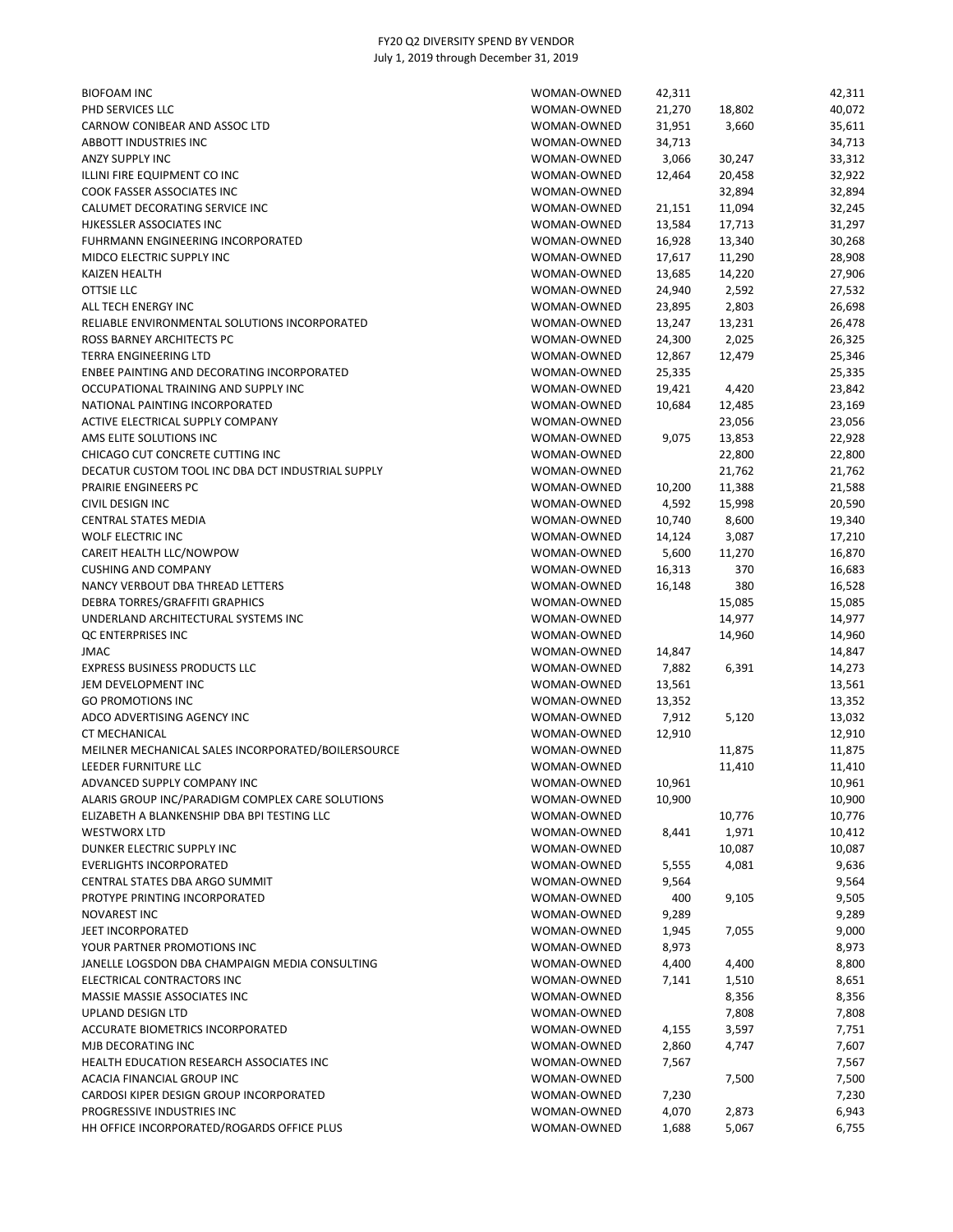FY20 Q2 DIVERSITY SPEND BY VENDOR
July 1, 2019 through December 31, 2019

| | | | | |
|---|---|---|---|---|
| BIOFOAM INC | WOMAN-OWNED | 42,311 | | 42,311 |
| PHD SERVICES LLC | WOMAN-OWNED | 21,270 | 18,802 | 40,072 |
| CARNOW CONIBEAR AND ASSOC LTD | WOMAN-OWNED | 31,951 | 3,660 | 35,611 |
| ABBOTT INDUSTRIES INC | WOMAN-OWNED | 34,713 | | 34,713 |
| ANZY SUPPLY INC | WOMAN-OWNED | 3,066 | 30,247 | 33,312 |
| ILLINI FIRE EQUIPMENT CO INC | WOMAN-OWNED | 12,464 | 20,458 | 32,922 |
| COOK FASSER ASSOCIATES INC | WOMAN-OWNED | | 32,894 | 32,894 |
| CALUMET DECORATING SERVICE INC | WOMAN-OWNED | 21,151 | 11,094 | 32,245 |
| HJKESSLER ASSOCIATES INC | WOMAN-OWNED | 13,584 | 17,713 | 31,297 |
| FUHRMANN ENGINEERING INCORPORATED | WOMAN-OWNED | 16,928 | 13,340 | 30,268 |
| MIDCO ELECTRIC SUPPLY INC | WOMAN-OWNED | 17,617 | 11,290 | 28,908 |
| KAIZEN HEALTH | WOMAN-OWNED | 13,685 | 14,220 | 27,906 |
| OTTSIE LLC | WOMAN-OWNED | 24,940 | 2,592 | 27,532 |
| ALL TECH ENERGY INC | WOMAN-OWNED | 23,895 | 2,803 | 26,698 |
| RELIABLE ENVIRONMENTAL SOLUTIONS INCORPORATED | WOMAN-OWNED | 13,247 | 13,231 | 26,478 |
| ROSS BARNEY ARCHITECTS PC | WOMAN-OWNED | 24,300 | 2,025 | 26,325 |
| TERRA ENGINEERING LTD | WOMAN-OWNED | 12,867 | 12,479 | 25,346 |
| ENBEE PAINTING AND DECORATING INCORPORATED | WOMAN-OWNED | 25,335 | | 25,335 |
| OCCUPATIONAL TRAINING AND SUPPLY INC | WOMAN-OWNED | 19,421 | 4,420 | 23,842 |
| NATIONAL PAINTING INCORPORATED | WOMAN-OWNED | 10,684 | 12,485 | 23,169 |
| ACTIVE ELECTRICAL SUPPLY COMPANY | WOMAN-OWNED | | 23,056 | 23,056 |
| AMS ELITE SOLUTIONS INC | WOMAN-OWNED | 9,075 | 13,853 | 22,928 |
| CHICAGO CUT CONCRETE CUTTING INC | WOMAN-OWNED | | 22,800 | 22,800 |
| DECATUR CUSTOM TOOL INC DBA DCT INDUSTRIAL SUPPLY | WOMAN-OWNED | | 21,762 | 21,762 |
| PRAIRIE ENGINEERS PC | WOMAN-OWNED | 10,200 | 11,388 | 21,588 |
| CIVIL DESIGN INC | WOMAN-OWNED | 4,592 | 15,998 | 20,590 |
| CENTRAL STATES MEDIA | WOMAN-OWNED | 10,740 | 8,600 | 19,340 |
| WOLF ELECTRIC INC | WOMAN-OWNED | 14,124 | 3,087 | 17,210 |
| CAREIT HEALTH LLC/NOWPOW | WOMAN-OWNED | 5,600 | 11,270 | 16,870 |
| CUSHING AND COMPANY | WOMAN-OWNED | 16,313 | 370 | 16,683 |
| NANCY VERBOUT DBA THREAD LETTERS | WOMAN-OWNED | 16,148 | 380 | 16,528 |
| DEBRA TORRES/GRAFFITI GRAPHICS | WOMAN-OWNED | | 15,085 | 15,085 |
| UNDERLAND ARCHITECTURAL SYSTEMS INC | WOMAN-OWNED | | 14,977 | 14,977 |
| QC ENTERPRISES INC | WOMAN-OWNED | | 14,960 | 14,960 |
| JMAC | WOMAN-OWNED | 14,847 | | 14,847 |
| EXPRESS BUSINESS PRODUCTS LLC | WOMAN-OWNED | 7,882 | 6,391 | 14,273 |
| JEM DEVELOPMENT INC | WOMAN-OWNED | 13,561 | | 13,561 |
| GO PROMOTIONS INC | WOMAN-OWNED | 13,352 | | 13,352 |
| ADCO ADVERTISING AGENCY INC | WOMAN-OWNED | 7,912 | 5,120 | 13,032 |
| CT MECHANICAL | WOMAN-OWNED | 12,910 | | 12,910 |
| MEILNER MECHANICAL SALES INCORPORATED/BOILERSOURCE | WOMAN-OWNED | | 11,875 | 11,875 |
| LEEDER FURNITURE LLC | WOMAN-OWNED | | 11,410 | 11,410 |
| ADVANCED SUPPLY COMPANY INC | WOMAN-OWNED | 10,961 | | 10,961 |
| ALARIS GROUP INC/PARADIGM COMPLEX CARE SOLUTIONS | WOMAN-OWNED | 10,900 | | 10,900 |
| ELIZABETH A BLANKENSHIP DBA BPI TESTING LLC | WOMAN-OWNED | | 10,776 | 10,776 |
| WESTWORX LTD | WOMAN-OWNED | 8,441 | 1,971 | 10,412 |
| DUNKER ELECTRIC SUPPLY INC | WOMAN-OWNED | | 10,087 | 10,087 |
| EVERLIGHTS INCORPORATED | WOMAN-OWNED | 5,555 | 4,081 | 9,636 |
| CENTRAL STATES DBA ARGO SUMMIT | WOMAN-OWNED | 9,564 | | 9,564 |
| PROTYPE PRINTING INCORPORATED | WOMAN-OWNED | 400 | 9,105 | 9,505 |
| NOVAREST INC | WOMAN-OWNED | 9,289 | | 9,289 |
| JEET INCORPORATED | WOMAN-OWNED | 1,945 | 7,055 | 9,000 |
| YOUR PARTNER PROMOTIONS INC | WOMAN-OWNED | 8,973 | | 8,973 |
| JANELLE LOGSDON DBA CHAMPAIGN MEDIA CONSULTING | WOMAN-OWNED | 4,400 | 4,400 | 8,800 |
| ELECTRICAL CONTRACTORS INC | WOMAN-OWNED | 7,141 | 1,510 | 8,651 |
| MASSIE MASSIE ASSOCIATES INC | WOMAN-OWNED | | 8,356 | 8,356 |
| UPLAND DESIGN LTD | WOMAN-OWNED | | 7,808 | 7,808 |
| ACCURATE BIOMETRICS INCORPORATED | WOMAN-OWNED | 4,155 | 3,597 | 7,751 |
| MJB DECORATING INC | WOMAN-OWNED | 2,860 | 4,747 | 7,607 |
| HEALTH EDUCATION RESEARCH ASSOCIATES INC | WOMAN-OWNED | 7,567 | | 7,567 |
| ACACIA FINANCIAL GROUP INC | WOMAN-OWNED | | 7,500 | 7,500 |
| CARDOSI KIPER DESIGN GROUP INCORPORATED | WOMAN-OWNED | 7,230 | | 7,230 |
| PROGRESSIVE INDUSTRIES INC | WOMAN-OWNED | 4,070 | 2,873 | 6,943 |
| HH OFFICE INCORPORATED/ROGARDS OFFICE PLUS | WOMAN-OWNED | 1,688 | 5,067 | 6,755 |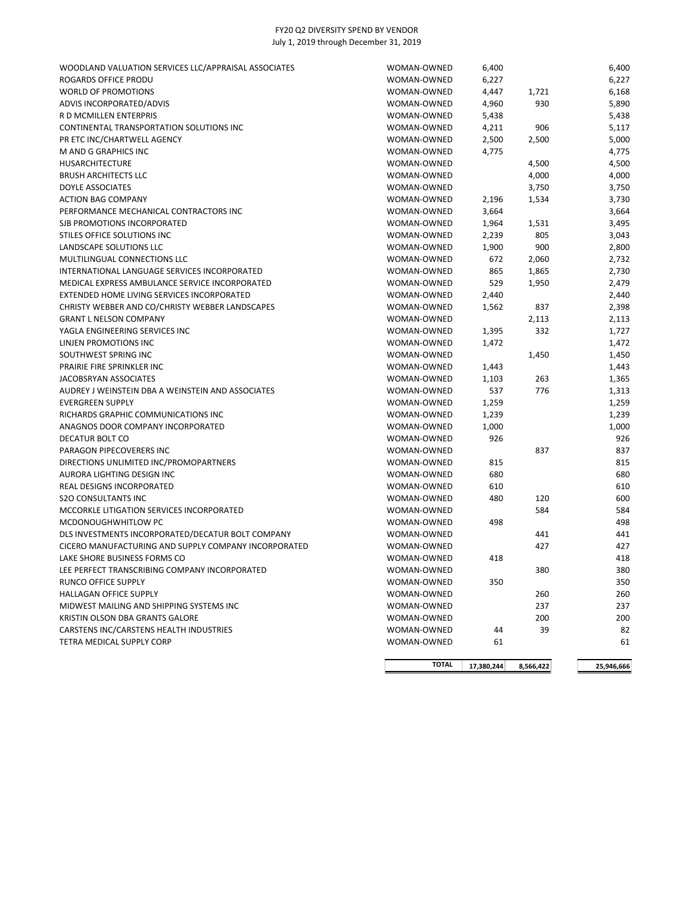FY20 Q2 DIVERSITY SPEND BY VENDOR
July 1, 2019 through December 31, 2019

| Vendor | Category | | | |
|---|---|---|---|---|
| WOODLAND VALUATION SERVICES LLC/APPRAISAL ASSOCIATES | WOMAN-OWNED | 6,400 | | 6,400 |
| ROGARDS OFFICE PRODU | WOMAN-OWNED | 6,227 | | 6,227 |
| WORLD OF PROMOTIONS | WOMAN-OWNED | 4,447 | 1,721 | 6,168 |
| ADVIS INCORPORATED/ADVIS | WOMAN-OWNED | 4,960 | 930 | 5,890 |
| R D MCMILLEN ENTERPRIS | WOMAN-OWNED | 5,438 | | 5,438 |
| CONTINENTAL TRANSPORTATION SOLUTIONS INC | WOMAN-OWNED | 4,211 | 906 | 5,117 |
| PR ETC INC/CHARTWELL AGENCY | WOMAN-OWNED | 2,500 | 2,500 | 5,000 |
| M AND G GRAPHICS INC | WOMAN-OWNED | 4,775 | | 4,775 |
| HUSARCHITECTURE | WOMAN-OWNED | | 4,500 | 4,500 |
| BRUSH ARCHITECTS LLC | WOMAN-OWNED | | 4,000 | 4,000 |
| DOYLE ASSOCIATES | WOMAN-OWNED | | 3,750 | 3,750 |
| ACTION BAG COMPANY | WOMAN-OWNED | 2,196 | 1,534 | 3,730 |
| PERFORMANCE MECHANICAL CONTRACTORS INC | WOMAN-OWNED | 3,664 | | 3,664 |
| SJB PROMOTIONS INCORPORATED | WOMAN-OWNED | 1,964 | 1,531 | 3,495 |
| STILES OFFICE SOLUTIONS INC | WOMAN-OWNED | 2,239 | 805 | 3,043 |
| LANDSCAPE SOLUTIONS LLC | WOMAN-OWNED | 1,900 | 900 | 2,800 |
| MULTILINGUAL CONNECTIONS LLC | WOMAN-OWNED | 672 | 2,060 | 2,732 |
| INTERNATIONAL LANGUAGE SERVICES INCORPORATED | WOMAN-OWNED | 865 | 1,865 | 2,730 |
| MEDICAL EXPRESS AMBULANCE SERVICE INCORPORATED | WOMAN-OWNED | 529 | 1,950 | 2,479 |
| EXTENDED HOME LIVING SERVICES INCORPORATED | WOMAN-OWNED | 2,440 | | 2,440 |
| CHRISTY WEBBER AND CO/CHRISTY WEBBER LANDSCAPES | WOMAN-OWNED | 1,562 | 837 | 2,398 |
| GRANT L NELSON COMPANY | WOMAN-OWNED | | 2,113 | 2,113 |
| YAGLA ENGINEERING SERVICES INC | WOMAN-OWNED | 1,395 | 332 | 1,727 |
| LINJEN PROMOTIONS INC | WOMAN-OWNED | 1,472 | | 1,472 |
| SOUTHWEST SPRING INC | WOMAN-OWNED | | 1,450 | 1,450 |
| PRAIRIE FIRE SPRINKLER INC | WOMAN-OWNED | 1,443 | | 1,443 |
| JACOBSRYAN ASSOCIATES | WOMAN-OWNED | 1,103 | 263 | 1,365 |
| AUDREY J WEINSTEIN DBA A WEINSTEIN AND ASSOCIATES | WOMAN-OWNED | 537 | 776 | 1,313 |
| EVERGREEN SUPPLY | WOMAN-OWNED | 1,259 | | 1,259 |
| RICHARDS GRAPHIC COMMUNICATIONS INC | WOMAN-OWNED | 1,239 | | 1,239 |
| ANAGNOS DOOR COMPANY INCORPORATED | WOMAN-OWNED | 1,000 | | 1,000 |
| DECATUR BOLT CO | WOMAN-OWNED | 926 | | 926 |
| PARAGON PIPECOVERERS INC | WOMAN-OWNED | | 837 | 837 |
| DIRECTIONS UNLIMITED INC/PROMOPARTNERS | WOMAN-OWNED | 815 | | 815 |
| AURORA LIGHTING DESIGN INC | WOMAN-OWNED | 680 | | 680 |
| REAL DESIGNS INCORPORATED | WOMAN-OWNED | 610 | | 610 |
| S2O CONSULTANTS INC | WOMAN-OWNED | 480 | 120 | 600 |
| MCCORKLE LITIGATION SERVICES INCORPORATED | WOMAN-OWNED | | 584 | 584 |
| MCDONOUGHWHITLOW PC | WOMAN-OWNED | 498 | | 498 |
| DLS INVESTMENTS INCORPORATED/DECATUR BOLT COMPANY | WOMAN-OWNED | | 441 | 441 |
| CICERO MANUFACTURING AND SUPPLY COMPANY INCORPORATED | WOMAN-OWNED | | 427 | 427 |
| LAKE SHORE BUSINESS FORMS CO | WOMAN-OWNED | 418 | | 418 |
| LEE PERFECT TRANSCRIBING COMPANY INCORPORATED | WOMAN-OWNED | | 380 | 380 |
| RUNCO OFFICE SUPPLY | WOMAN-OWNED | 350 | | 350 |
| HALLAGAN OFFICE SUPPLY | WOMAN-OWNED | | 260 | 260 |
| MIDWEST MAILING AND SHIPPING SYSTEMS INC | WOMAN-OWNED | | 237 | 237 |
| KRISTIN OLSON DBA GRANTS GALORE | WOMAN-OWNED | | 200 | 200 |
| CARSTENS INC/CARSTENS HEALTH INDUSTRIES | WOMAN-OWNED | 44 | 39 | 82 |
| TETRA MEDICAL SUPPLY CORP | WOMAN-OWNED | 61 | | 61 |
| | **TOTAL** | **17,380,244** | **8,566,422** | **25,946,666** |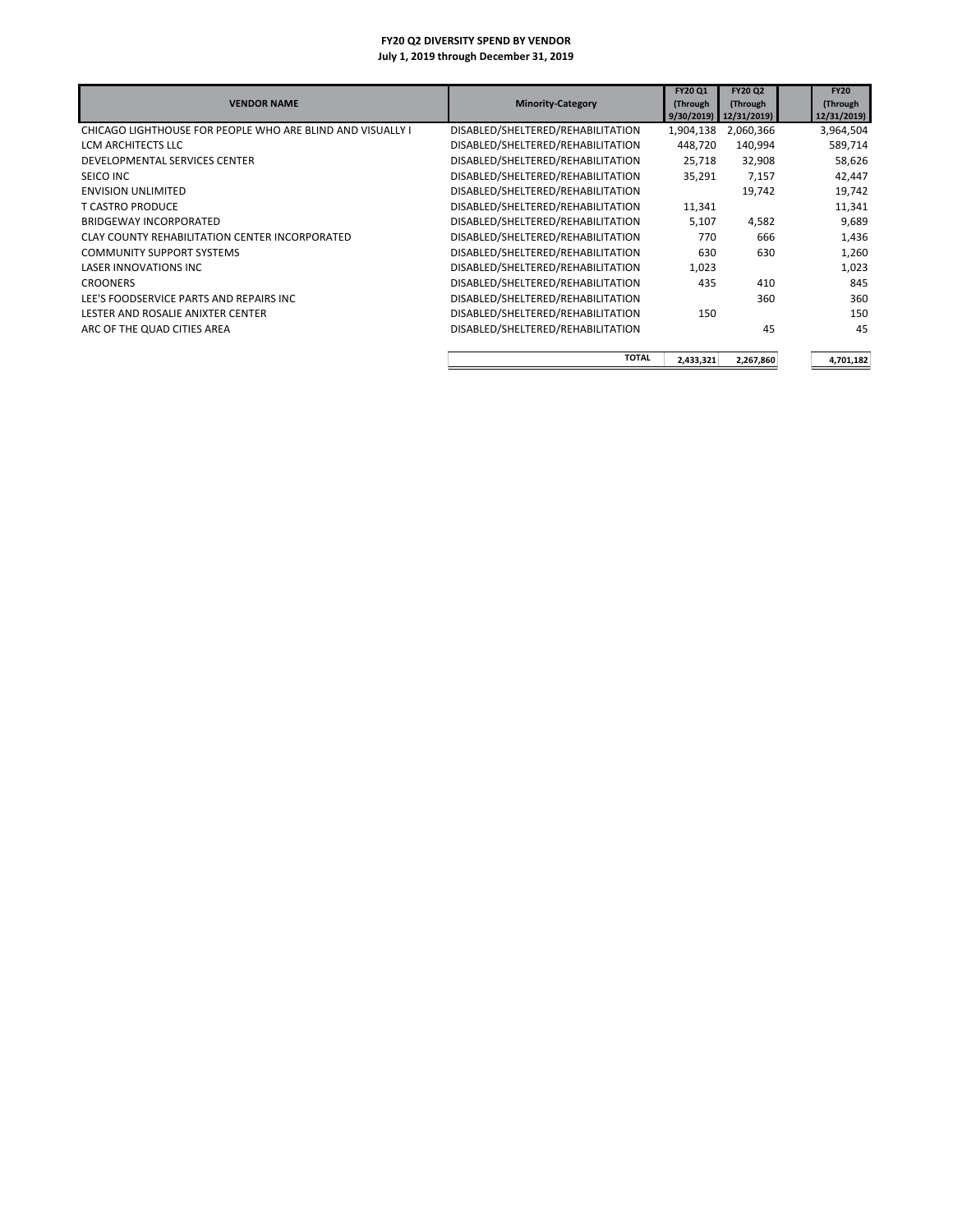# FY20 Q2 DIVERSITY SPEND BY VENDOR

**July 1, 2019 through December 31, 2019**

| VENDOR NAME | Minority-Category | FY20 Q1 (Through 9/30/2019) | FY20 Q2 (Through 12/31/2019) | FY20 (Through 12/31/2019) |
|---|---|---|---|---|
| CHICAGO LIGHTHOUSE FOR PEOPLE WHO ARE BLIND AND VISUALLY I | DISABLED/SHELTERED/REHABILITATION | 1,904,138 | 2,060,366 | 3,964,504 |
| LCM ARCHITECTS LLC | DISABLED/SHELTERED/REHABILITATION | 448,720 | 140,994 | 589,714 |
| DEVELOPMENTAL SERVICES CENTER | DISABLED/SHELTERED/REHABILITATION | 25,718 | 32,908 | 58,626 |
| SEICO INC | DISABLED/SHELTERED/REHABILITATION | 35,291 | 7,157 | 42,447 |
| ENVISION UNLIMITED | DISABLED/SHELTERED/REHABILITATION | | 19,742 | 19,742 |
| T CASTRO PRODUCE | DISABLED/SHELTERED/REHABILITATION | 11,341 | | 11,341 |
| BRIDGEWAY INCORPORATED | DISABLED/SHELTERED/REHABILITATION | 5,107 | 4,582 | 9,689 |
| CLAY COUNTY REHABILITATION CENTER INCORPORATED | DISABLED/SHELTERED/REHABILITATION | 770 | 666 | 1,436 |
| COMMUNITY SUPPORT SYSTEMS | DISABLED/SHELTERED/REHABILITATION | 630 | 630 | 1,260 |
| LASER INNOVATIONS INC | DISABLED/SHELTERED/REHABILITATION | 1,023 | | 1,023 |
| CROONERS | DISABLED/SHELTERED/REHABILITATION | 435 | 410 | 845 |
| LEE'S FOODSERVICE PARTS AND REPAIRS INC | DISABLED/SHELTERED/REHABILITATION | | 360 | 360 |
| LESTER AND ROSALIE ANIXTER CENTER | DISABLED/SHELTERED/REHABILITATION | 150 | | 150 |
| ARC OF THE QUAD CITIES AREA | DISABLED/SHELTERED/REHABILITATION | | 45 | 45 |
| | **TOTAL** | **2,433,321** | **2,267,860** | **4,701,182** |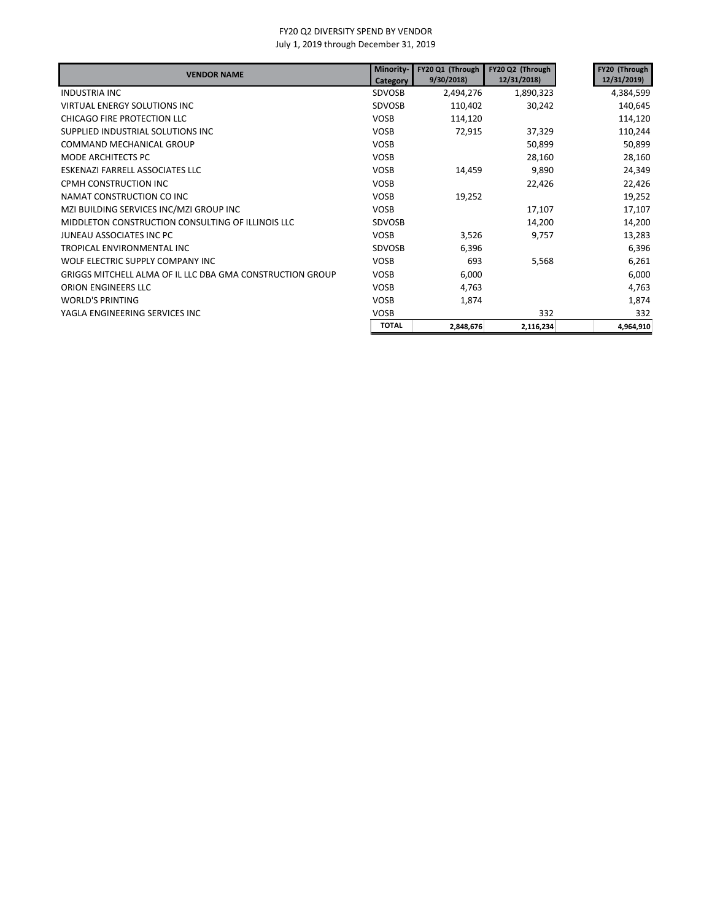FY20 Q2 DIVERSITY SPEND BY VENDOR

July 1, 2019 through December 31, 2019

| VENDOR NAME | Minority-Category | FY20 Q1 (Through 9/30/2018) | FY20 Q2 (Through 12/31/2018) | FY20 (Through 12/31/2019) |
|---|---|---|---|---|
| INDUSTRIA INC | SDVOSB | 2,494,276 | 1,890,323 | 4,384,599 |
| VIRTUAL ENERGY SOLUTIONS INC | SDVOSB | 110,402 | 30,242 | 140,645 |
| CHICAGO FIRE PROTECTION LLC | VOSB | 114,120 | | 114,120 |
| SUPPLIED INDUSTRIAL SOLUTIONS INC | VOSB | 72,915 | 37,329 | 110,244 |
| COMMAND MECHANICAL GROUP | VOSB | | 50,899 | 50,899 |
| MODE ARCHITECTS PC | VOSB | | 28,160 | 28,160 |
| ESKENAZI FARRELL ASSOCIATES LLC | VOSB | 14,459 | 9,890 | 24,349 |
| CPMH CONSTRUCTION INC | VOSB | | 22,426 | 22,426 |
| NAMAT CONSTRUCTION CO INC | VOSB | 19,252 | | 19,252 |
| MZI BUILDING SERVICES INC/MZI GROUP INC | VOSB | | 17,107 | 17,107 |
| MIDDLETON CONSTRUCTION CONSULTING OF ILLINOIS LLC | SDVOSB | | 14,200 | 14,200 |
| JUNEAU ASSOCIATES INC PC | VOSB | 3,526 | 9,757 | 13,283 |
| TROPICAL ENVIRONMENTAL INC | SDVOSB | 6,396 | | 6,396 |
| WOLF ELECTRIC SUPPLY COMPANY INC | VOSB | 693 | 5,568 | 6,261 |
| GRIGGS MITCHELL ALMA OF IL LLC DBA GMA CONSTRUCTION GROUP | VOSB | 6,000 | | 6,000 |
| ORION ENGINEERS LLC | VOSB | 4,763 | | 4,763 |
| WORLD'S PRINTING | VOSB | 1,874 | | 1,874 |
| YAGLA ENGINEERING SERVICES INC | VOSB | | 332 | 332 |
| | **TOTAL** | **2,848,676** | **2,116,234** | **4,964,910** |